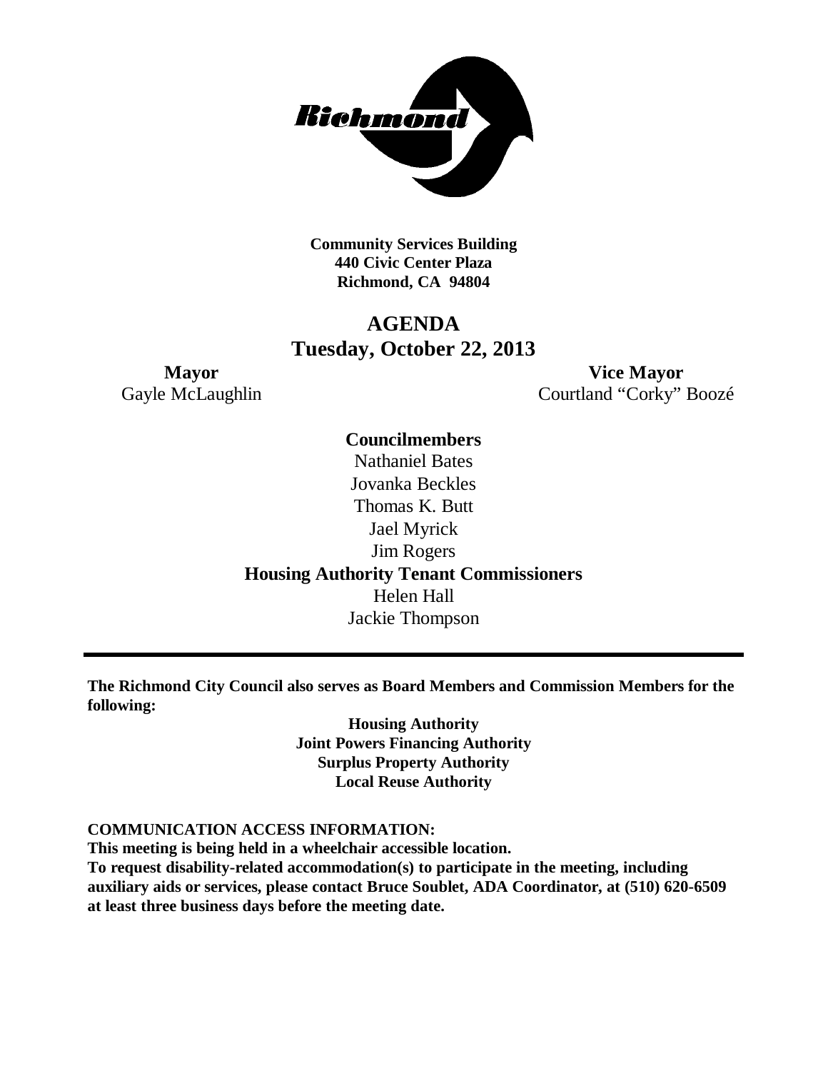**Community Services Building**
**440 Civic Center Plaza**
**Richmond, CA 94804**

# AGENDA
## Tuesday, October 22, 2013

**Mayor**
Gayle McLaughlin

**Vice Mayor**
Courtland "Corky" Boozé

**Councilmembers**
Nathaniel Bates
Jovanka Beckles
Thomas K. Butt
Jael Myrick
Jim Rogers

**Housing Authority Tenant Commissioners**
Helen Hall
Jackie Thompson

---

**The Richmond City Council also serves as Board Members and Commission Members for the following:**

**Housing Authority**
**Joint Powers Financing Authority**
**Surplus Property Authority**
**Local Reuse Authority**

**COMMUNICATION ACCESS INFORMATION:**
**This meeting is being held in a wheelchair accessible location.**
**To request disability-related accommodation(s) to participate in the meeting, including auxiliary aids or services, please contact Bruce Soublet, ADA Coordinator, at (510) 620-6509 at least three business days before the meeting date.**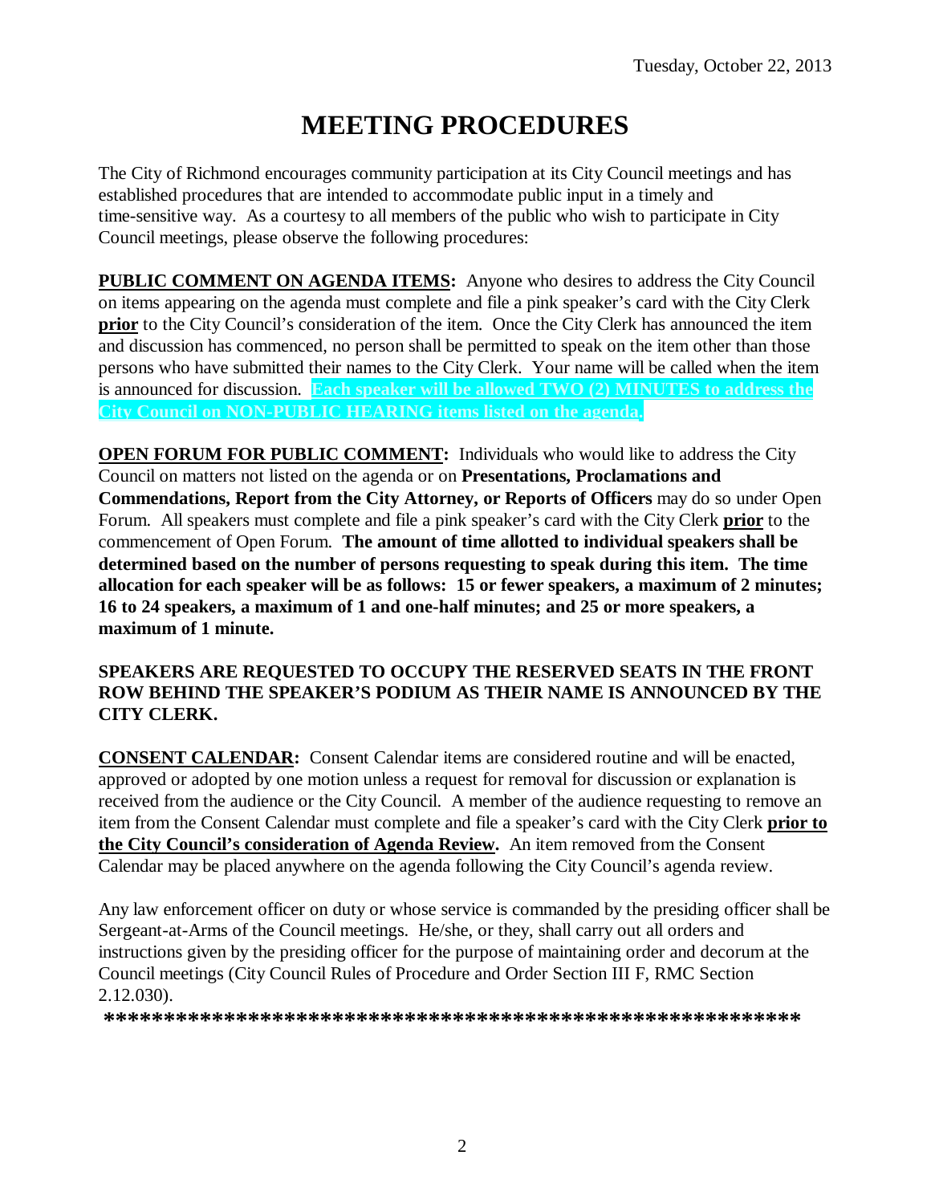Tuesday, October 22, 2013

# MEETING PROCEDURES

The City of Richmond encourages community participation at its City Council meetings and has established procedures that are intended to accommodate public input in a timely and time-sensitive way. As a courtesy to all members of the public who wish to participate in City Council meetings, please observe the following procedures:

**PUBLIC COMMENT ON AGENDA ITEMS:** Anyone who desires to address the City Council on items appearing on the agenda must complete and file a pink speaker's card with the City Clerk **prior** to the City Council's consideration of the item. Once the City Clerk has announced the item and discussion has commenced, no person shall be permitted to speak on the item other than those persons who have submitted their names to the City Clerk. Your name will be called when the item is announced for discussion. **Each speaker will be allowed TWO (2) MINUTES to address the City Council on NON-PUBLIC HEARING items listed on the agenda.**

**OPEN FORUM FOR PUBLIC COMMENT:** Individuals who would like to address the City Council on matters not listed on the agenda or on **Presentations, Proclamations and Commendations, Report from the City Attorney, or Reports of Officers** may do so under Open Forum. All speakers must complete and file a pink speaker's card with the City Clerk **prior** to the commencement of Open Forum. **The amount of time allotted to individual speakers shall be determined based on the number of persons requesting to speak during this item. The time allocation for each speaker will be as follows: 15 or fewer speakers, a maximum of 2 minutes; 16 to 24 speakers, a maximum of 1 and one-half minutes; and 25 or more speakers, a maximum of 1 minute.**

**SPEAKERS ARE REQUESTED TO OCCUPY THE RESERVED SEATS IN THE FRONT ROW BEHIND THE SPEAKER'S PODIUM AS THEIR NAME IS ANNOUNCED BY THE CITY CLERK.**

**CONSENT CALENDAR:** Consent Calendar items are considered routine and will be enacted, approved or adopted by one motion unless a request for removal for discussion or explanation is received from the audience or the City Council. A member of the audience requesting to remove an item from the Consent Calendar must complete and file a speaker's card with the City Clerk **prior to the City Council's consideration of Agenda Review.** An item removed from the Consent Calendar may be placed anywhere on the agenda following the City Council's agenda review.

Any law enforcement officer on duty or whose service is commanded by the presiding officer shall be Sergeant-at-Arms of the Council meetings. He/she, or they, shall carry out all orders and instructions given by the presiding officer for the purpose of maintaining order and decorum at the Council meetings (City Council Rules of Procedure and Order Section III F, RMC Section 2.12.030).

**\*\*\*\*\*\*\*\*\*\*\*\*\*\*\*\*\*\*\*\*\*\*\*\*\*\*\*\*\*\*\*\*\*\*\*\*\*\*\*\*\*\*\*\*\*\*\*\*\*\*\*\*\*\*\*\*\*\*\***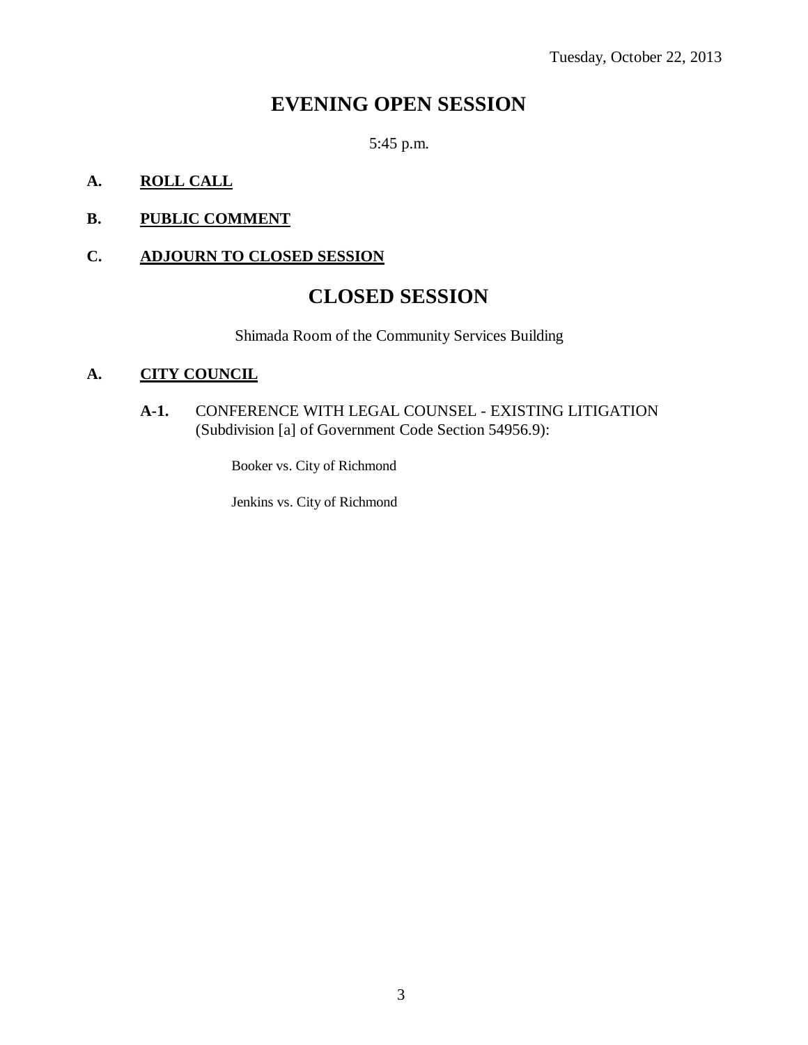Tuesday, October 22, 2013

# EVENING OPEN SESSION

5:45 p.m.

**A. ROLL CALL**

**B. PUBLIC COMMENT**

**C. ADJOURN TO CLOSED SESSION**

# CLOSED SESSION

Shimada Room of the Community Services Building

**A. CITY COUNCIL**

**A-1.** CONFERENCE WITH LEGAL COUNSEL - EXISTING LITIGATION (Subdivision [a] of Government Code Section 54956.9):

Booker vs. City of Richmond

Jenkins vs. City of Richmond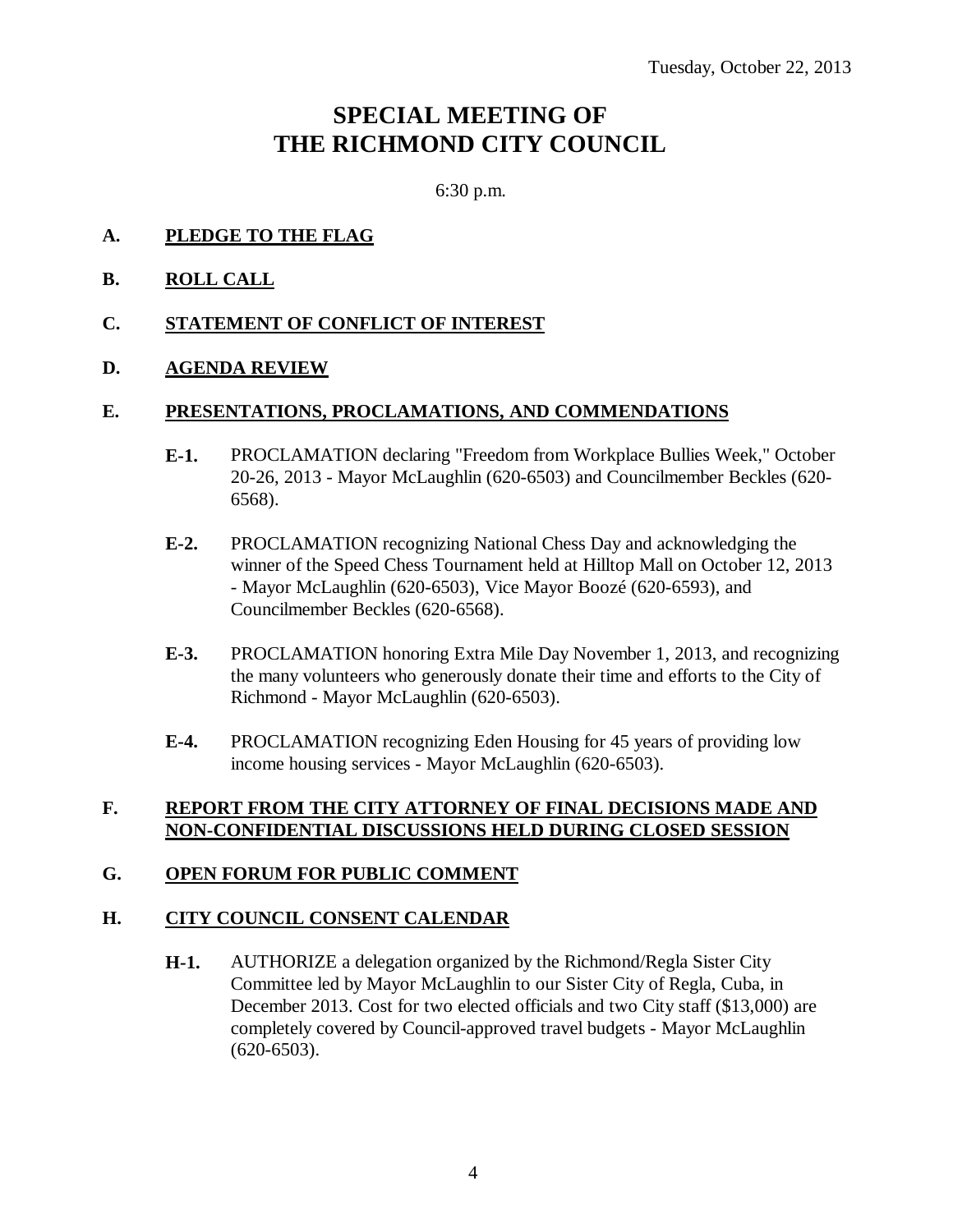Tuesday, October 22, 2013

# SPECIAL MEETING OF THE RICHMOND CITY COUNCIL

6:30 p.m.

**A. PLEDGE TO THE FLAG**

**B. ROLL CALL**

**C. STATEMENT OF CONFLICT OF INTEREST**

**D. AGENDA REVIEW**

**E. PRESENTATIONS, PROCLAMATIONS, AND COMMENDATIONS**

**E-1.** PROCLAMATION declaring "Freedom from Workplace Bullies Week," October 20-26, 2013 - Mayor McLaughlin (620-6503) and Councilmember Beckles (620-6568).

**E-2.** PROCLAMATION recognizing National Chess Day and acknowledging the winner of the Speed Chess Tournament held at Hilltop Mall on October 12, 2013 - Mayor McLaughlin (620-6503), Vice Mayor Boozé (620-6593), and Councilmember Beckles (620-6568).

**E-3.** PROCLAMATION honoring Extra Mile Day November 1, 2013, and recognizing the many volunteers who generously donate their time and efforts to the City of Richmond - Mayor McLaughlin (620-6503).

**E-4.** PROCLAMATION recognizing Eden Housing for 45 years of providing low income housing services - Mayor McLaughlin (620-6503).

**F. REPORT FROM THE CITY ATTORNEY OF FINAL DECISIONS MADE AND NON-CONFIDENTIAL DISCUSSIONS HELD DURING CLOSED SESSION**

**G. OPEN FORUM FOR PUBLIC COMMENT**

**H. CITY COUNCIL CONSENT CALENDAR**

**H-1.** AUTHORIZE a delegation organized by the Richmond/Regla Sister City Committee led by Mayor McLaughlin to our Sister City of Regla, Cuba, in December 2013. Cost for two elected officials and two City staff ($13,000) are completely covered by Council-approved travel budgets - Mayor McLaughlin (620-6503).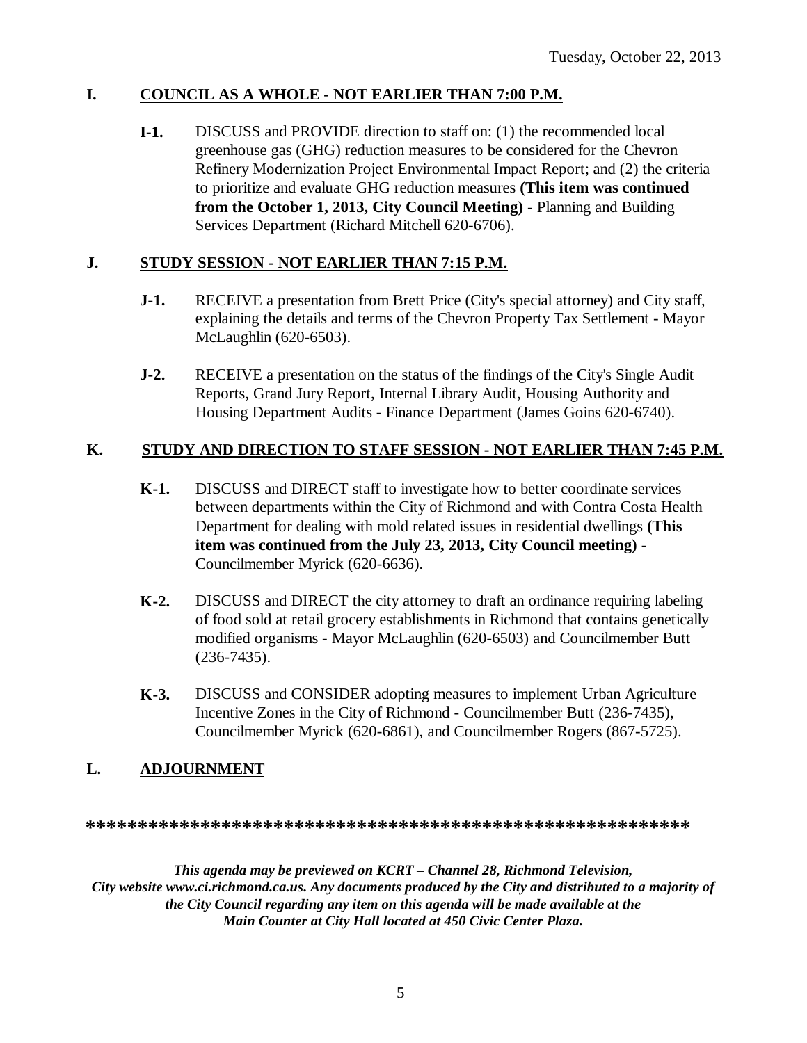Tuesday, October 22, 2013

## I. COUNCIL AS A WHOLE - NOT EARLIER THAN 7:00 P.M.

**I-1.** DISCUSS and PROVIDE direction to staff on: (1) the recommended local greenhouse gas (GHG) reduction measures to be considered for the Chevron Refinery Modernization Project Environmental Impact Report; and (2) the criteria to prioritize and evaluate GHG reduction measures **(This item was continued from the October 1, 2013, City Council Meeting)** - Planning and Building Services Department (Richard Mitchell 620-6706).

## J. STUDY SESSION - NOT EARLIER THAN 7:15 P.M.

**J-1.** RECEIVE a presentation from Brett Price (City's special attorney) and City staff, explaining the details and terms of the Chevron Property Tax Settlement - Mayor McLaughlin (620-6503).

**J-2.** RECEIVE a presentation on the status of the findings of the City's Single Audit Reports, Grand Jury Report, Internal Library Audit, Housing Authority and Housing Department Audits - Finance Department (James Goins 620-6740).

## K. STUDY AND DIRECTION TO STAFF SESSION - NOT EARLIER THAN 7:45 P.M.

**K-1.** DISCUSS and DIRECT staff to investigate how to better coordinate services between departments within the City of Richmond and with Contra Costa Health Department for dealing with mold related issues in residential dwellings **(This item was continued from the July 23, 2013, City Council meeting)** - Councilmember Myrick (620-6636).

**K-2.** DISCUSS and DIRECT the city attorney to draft an ordinance requiring labeling of food sold at retail grocery establishments in Richmond that contains genetically modified organisms - Mayor McLaughlin (620-6503) and Councilmember Butt (236-7435).

**K-3.** DISCUSS and CONSIDER adopting measures to implement Urban Agriculture Incentive Zones in the City of Richmond - Councilmember Butt (236-7435), Councilmember Myrick (620-6861), and Councilmember Rogers (867-5725).

## L. ADJOURNMENT

**************************************************************

***This agenda may be previewed on KCRT – Channel 28, Richmond Television, City website www.ci.richmond.ca.us. Any documents produced by the City and distributed to a majority of the City Council regarding any item on this agenda will be made available at the Main Counter at City Hall located at 450 Civic Center Plaza.***